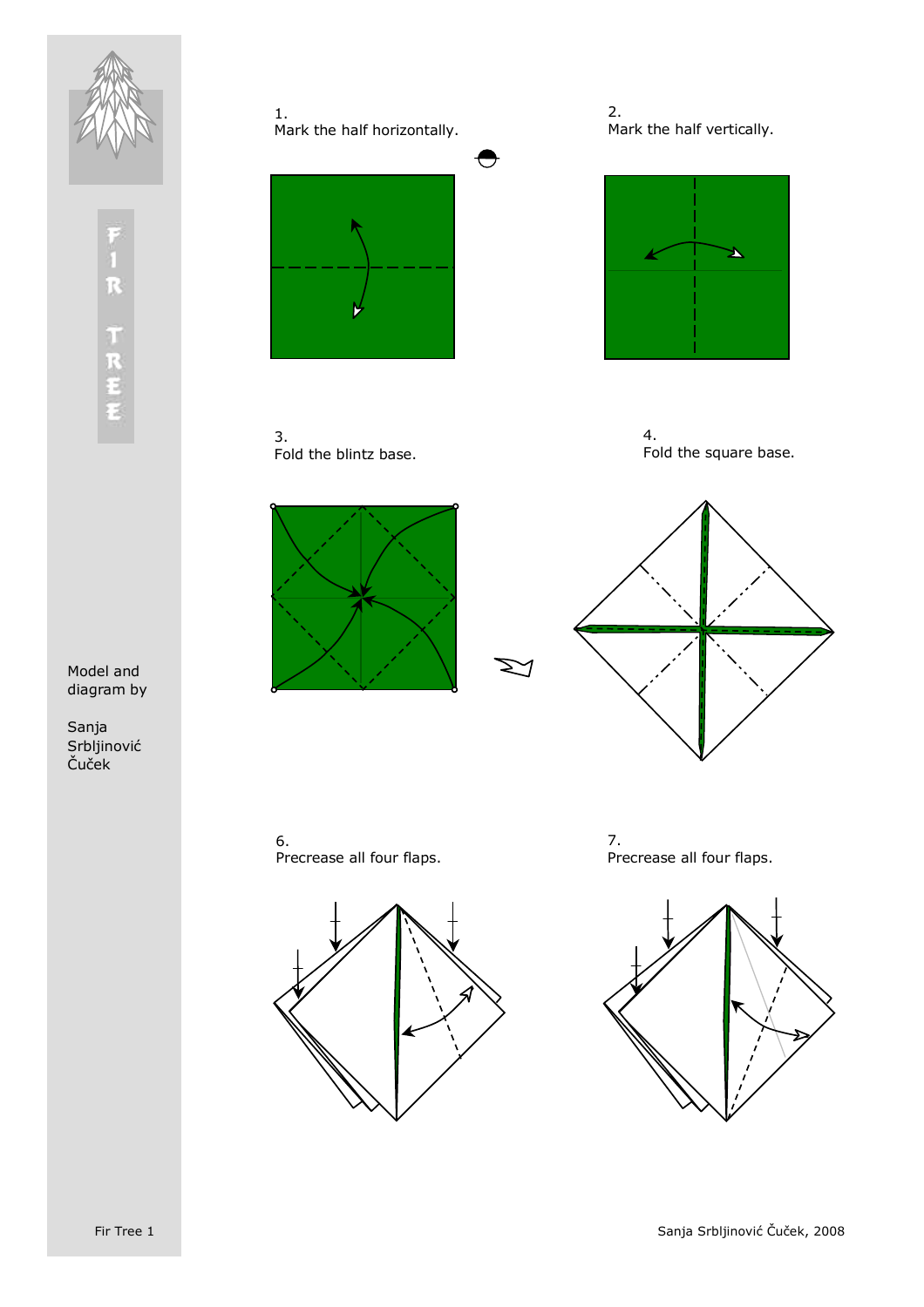# FIR TREE

Model and diagram by

Sanja Srbljinović Čuček

1.
Mark the half horizontally.

2.
Mark the half vertically.

3.
Fold the blintz base.

4.
Fold the square base.

6.
Precrease all four flaps.

7.
Precrease all four flaps.

Fir Tree 1

Sanja Srbljinović Čuček, 2008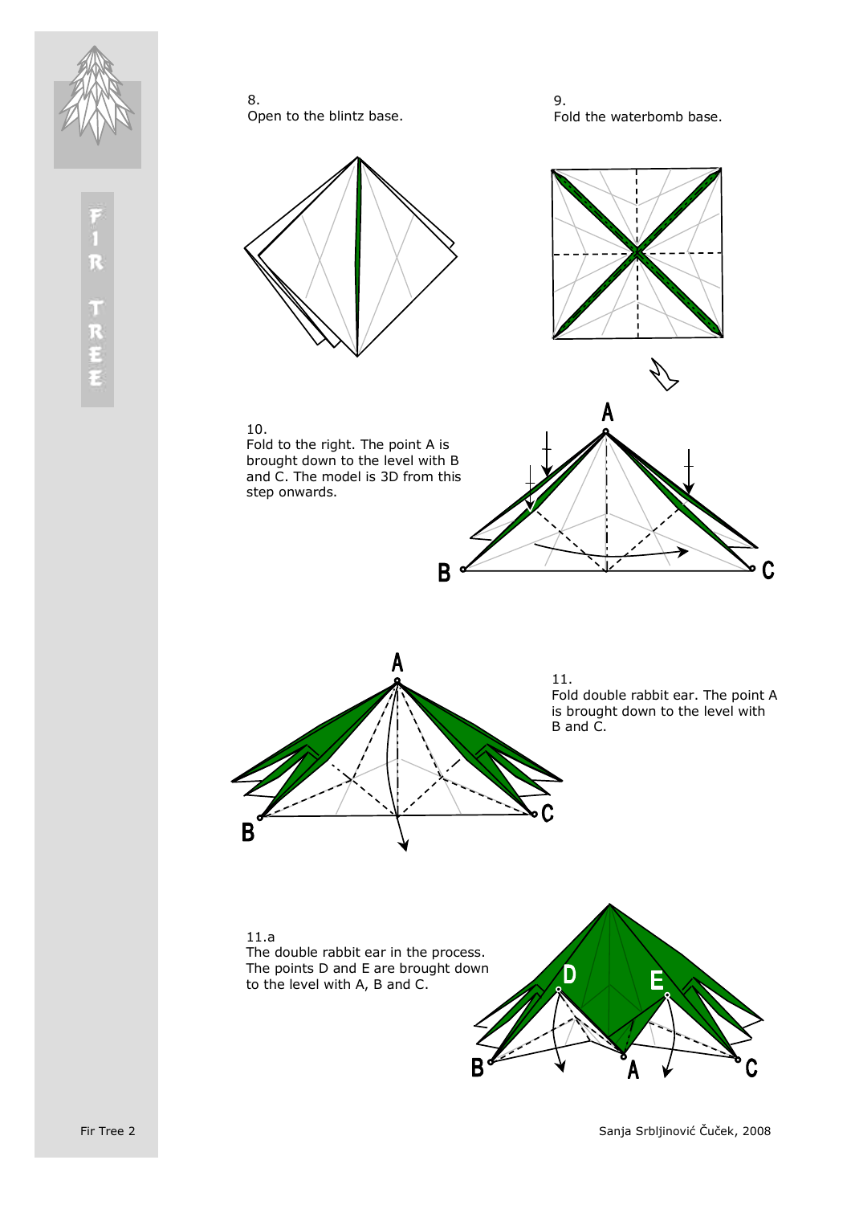8.
Open to the blintz base.

9.
Fold the waterbomb base.

10.
Fold to the right. The point A is brought down to the level with B and C. The model is 3D from this step onwards.

11.
Fold double rabbit ear. The point A is brought down to the level with B and C.

11.a
The double rabbit ear in the process. The points D and E are brought down to the level with A, B and C.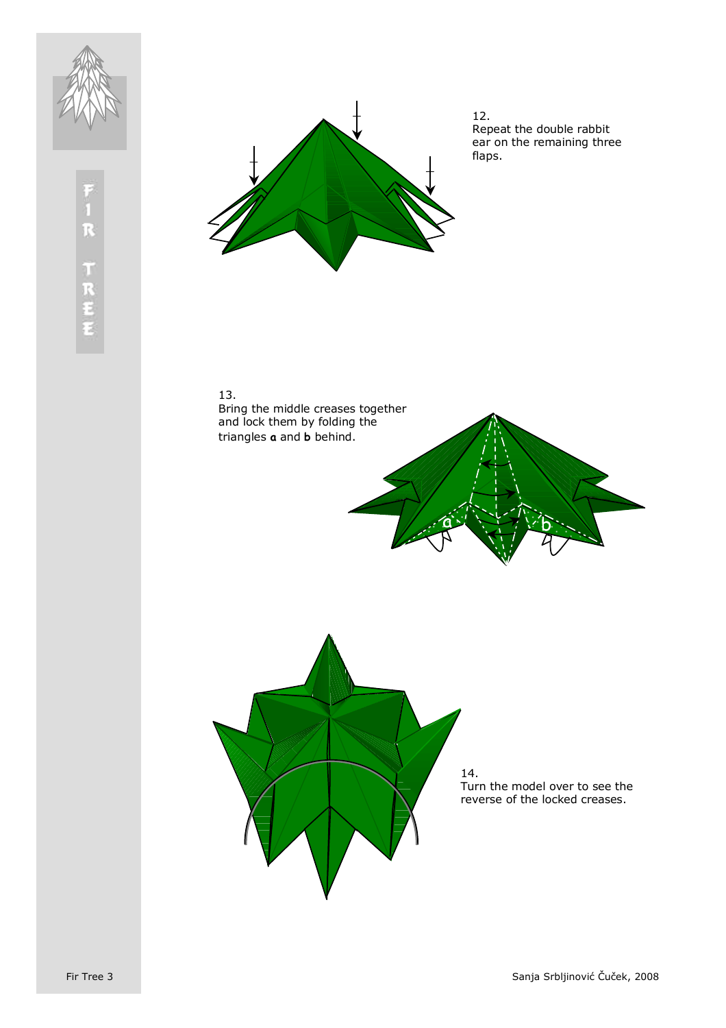12.
Repeat the double rabbit ear on the remaining three flaps.

13.
Bring the middle creases together and lock them by folding the triangles **a** and **b** behind.

14.
Turn the model over to see the reverse of the locked creases.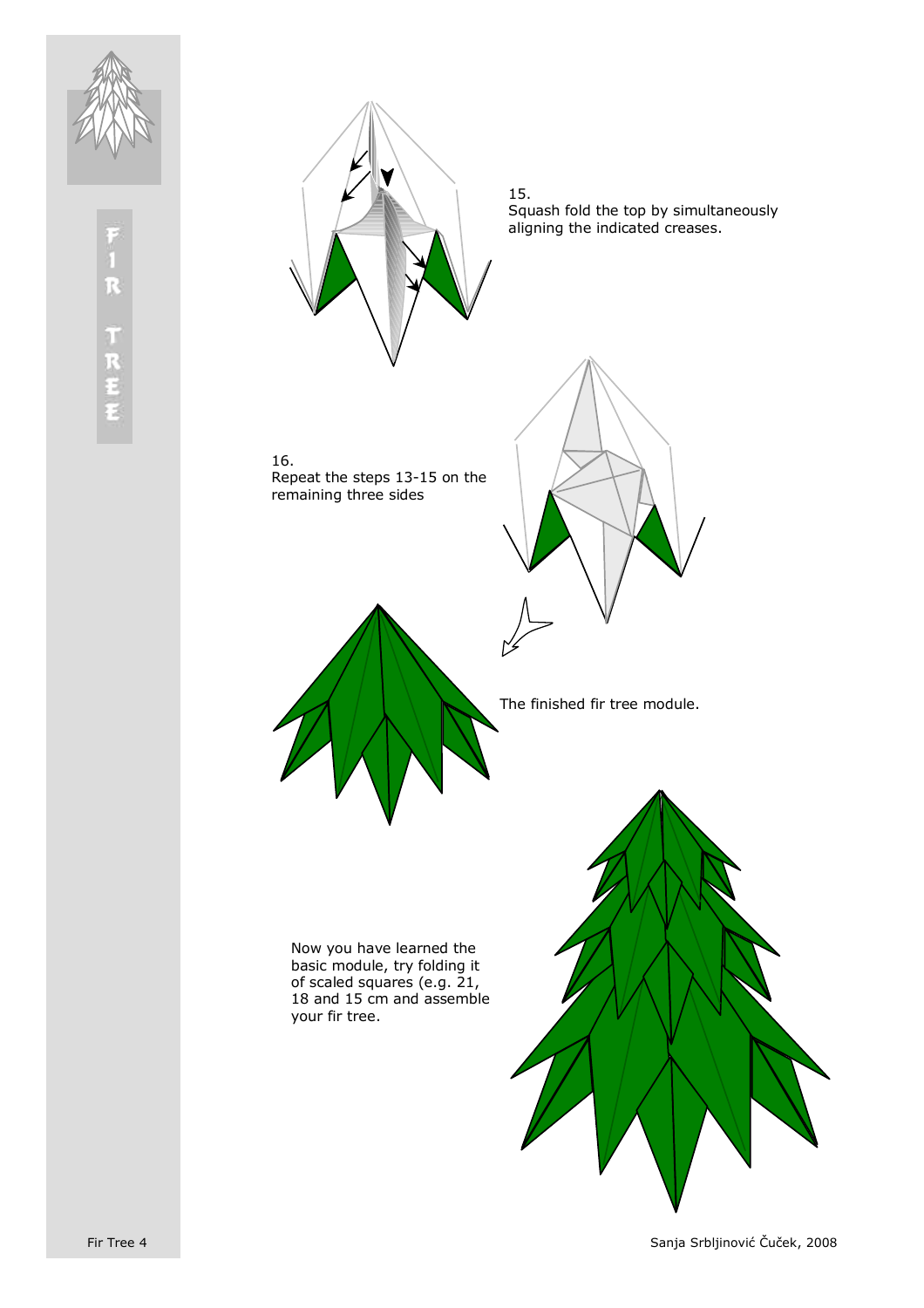15.
Squash fold the top by simultaneously aligning the indicated creases.

16.
Repeat the steps 13-15 on the remaining three sides

The finished fir tree module.

Now you have learned the basic module, try folding it of scaled squares (e.g. 21, 18 and 15 cm and assemble your fir tree.